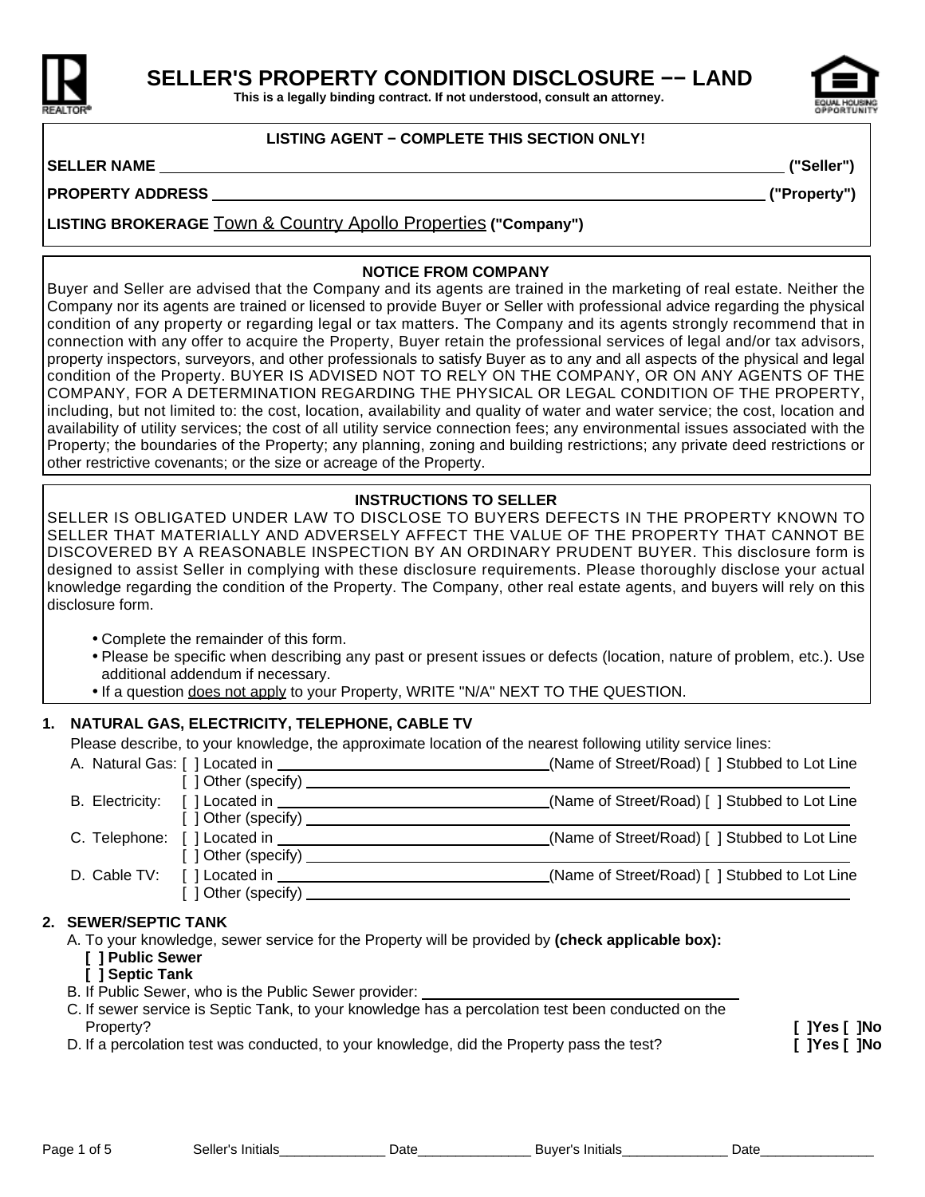# SELLER'S PROPERTY CONDITION DISCLOSURE −− LAND

**This is a legally binding contract. If not understood, consult an attorney.**

**LISTING AGENT − COMPLETE THIS SECTION ONLY!**

**SELLER NAME** ________________________________________________ **("Seller")**

**PROPERTY ADDRESS** ________________________________________________ **("Property")**

**LISTING BROKERAGE** Town & Country Apollo Properties **("Company")**

**NOTICE FROM COMPANY**

Buyer and Seller are advised that the Company and its agents are trained in the marketing of real estate. Neither the Company nor its agents are trained or licensed to provide Buyer or Seller with professional advice regarding the physical condition of any property or regarding legal or tax matters. The Company and its agents strongly recommend that in connection with any offer to acquire the Property, Buyer retain the professional services of legal and/or tax advisors, property inspectors, surveyors, and other professionals to satisfy Buyer as to any and all aspects of the physical and legal condition of the Property. BUYER IS ADVISED NOT TO RELY ON THE COMPANY, OR ON ANY AGENTS OF THE COMPANY, FOR A DETERMINATION REGARDING THE PHYSICAL OR LEGAL CONDITION OF THE PROPERTY, including, but not limited to: the cost, location, availability and quality of water and water service; the cost, location and availability of utility services; the cost of all utility service connection fees; any environmental issues associated with the Property; the boundaries of the Property; any planning, zoning and building restrictions; any private deed restrictions or other restrictive covenants; or the size or acreage of the Property.

**INSTRUCTIONS TO SELLER**

SELLER IS OBLIGATED UNDER LAW TO DISCLOSE TO BUYERS DEFECTS IN THE PROPERTY KNOWN TO SELLER THAT MATERIALLY AND ADVERSELY AFFECT THE VALUE OF THE PROPERTY THAT CANNOT BE DISCOVERED BY A REASONABLE INSPECTION BY AN ORDINARY PRUDENT BUYER. This disclosure form is designed to assist Seller in complying with these disclosure requirements. Please thoroughly disclose your actual knowledge regarding the condition of the Property. The Company, other real estate agents, and buyers will rely on this disclosure form.

- Complete the remainder of this form.
- Please be specific when describing any past or present issues or defects (location, nature of problem, etc.). Use additional addendum if necessary.
- If a question does not apply to your Property, WRITE "N/A" NEXT TO THE QUESTION.

**1. NATURAL GAS, ELECTRICITY, TELEPHONE, CABLE TV**

Please describe, to your knowledge, the approximate location of the nearest following utility service lines:

A. Natural Gas: [ ] Located in ______________________(Name of Street/Road) [ ] Stubbed to Lot Line
[ ] Other (specify) ______________________

B. Electricity: [ ] Located in ______________________(Name of Street/Road) [ ] Stubbed to Lot Line
[ ] Other (specify) ______________________

C. Telephone: [ ] Located in ______________________(Name of Street/Road) [ ] Stubbed to Lot Line
[ ] Other (specify) ______________________

D. Cable TV: [ ] Located in ______________________(Name of Street/Road) [ ] Stubbed to Lot Line
[ ] Other (specify) ______________________

**2. SEWER/SEPTIC TANK**

A. To your knowledge, sewer service for the Property will be provided by **(check applicable box):**
**[ ] Public Sewer**
**[ ] Septic Tank**

B. If Public Sewer, who is the Public Sewer provider: ______________________

C. If sewer service is Septic Tank, to your knowledge has a percolation test been conducted on the Property? **[ ]Yes [ ]No**

D. If a percolation test was conducted, to your knowledge, did the Property pass the test? **[ ]Yes [ ]No**

Seller's Initials______________ Date_______________ Buyer's Initials______________ Date_______________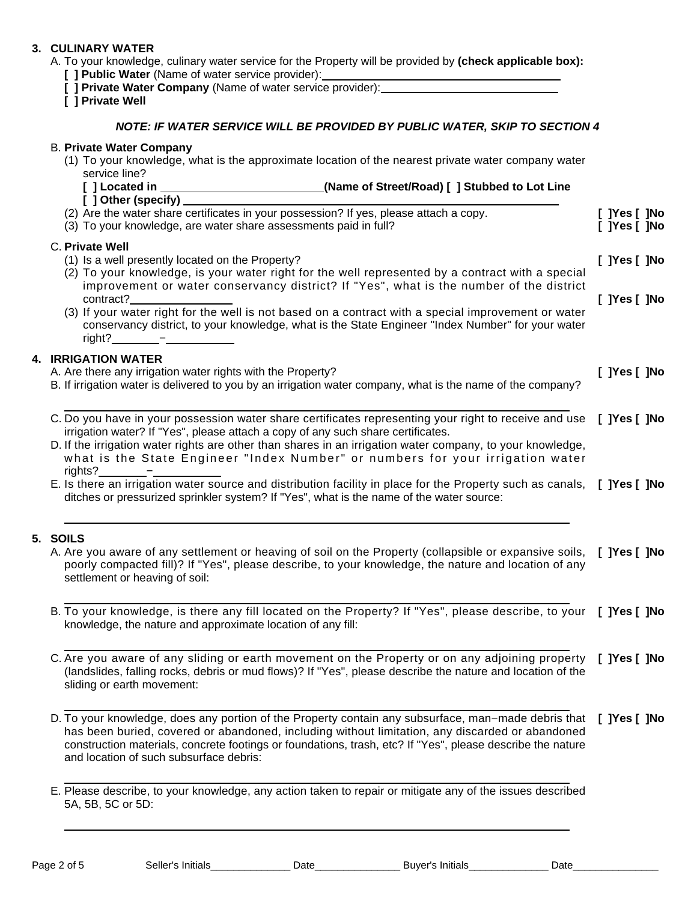## 3. CULINARY WATER

A. To your knowledge, culinary water service for the Property will be provided by **(check applicable box):**

**[ ] Public Water** (Name of water service provider):\_\_\_\_\_\_\_\_\_\_\_\_\_\_\_\_\_\_\_\_\_\_\_\_\_\_\_\_\_\_\_\_\_\_\_\_\_\_

**[ ] Private Water Company** (Name of water service provider):\_\_\_\_\_\_\_\_\_\_\_\_\_\_\_\_\_\_\_\_\_\_\_\_\_\_\_\_

**[ ] Private Well**

***NOTE: IF WATER SERVICE WILL BE PROVIDED BY PUBLIC WATER, SKIP TO SECTION 4***

B. **Private Water Company**

(1) To your knowledge, what is the approximate location of the nearest private water company water service line?

**[ ] Located in \_\_\_\_\_\_\_\_\_\_\_\_\_\_\_\_\_\_\_\_\_\_\_\_(Name of Street/Road) [ ] Stubbed to Lot Line**

**[ ] Other (specify)** \_\_\_\_\_\_\_\_\_\_\_\_\_\_\_\_\_\_\_\_\_\_\_\_\_\_\_\_\_\_\_\_\_\_\_\_\_\_\_\_\_\_\_\_\_\_\_\_

(2) Are the water share certificates in your possession? If yes, please attach a copy. **[ ]Yes [ ]No**

(3) To your knowledge, are water share assessments paid in full? **[ ]Yes [ ]No**

C. **Private Well**

(1) Is a well presently located on the Property? **[ ]Yes [ ]No**

(2) To your knowledge, is your water right for the well represented by a contract with a special improvement or water conservancy district? If "Yes", what is the number of the district contract?\_\_\_\_\_\_\_\_\_\_\_\_\_\_\_\_ **[ ]Yes [ ]No**

(3) If your water right for the well is not based on a contract with a special improvement or water conservancy district, to your knowledge, what is the State Engineer "Index Number" for your water right?\_\_\_\_\_\_\_\_–\_\_\_\_\_\_\_\_\_\_\_

## 4. IRRIGATION WATER

A. Are there any irrigation water rights with the Property? **[ ]Yes [ ]No**

B. If irrigation water is delivered to you by an irrigation water company, what is the name of the company?

\_\_\_\_\_\_\_\_\_\_\_\_\_\_\_\_\_\_\_\_\_\_\_\_\_\_\_\_\_\_\_\_\_\_\_\_\_\_\_\_\_\_\_\_\_\_\_\_\_\_\_\_\_\_\_\_\_\_\_\_\_\_\_\_\_\_\_\_\_\_

C. Do you have in your possession water share certificates representing your right to receive and use irrigation water? If "Yes", please attach a copy of any such share certificates. **[ ]Yes [ ]No**

D. If the irrigation water rights are other than shares in an irrigation water company, to your knowledge, what is the State Engineer "Index Number" or numbers for your irrigation water rights?\_\_\_\_\_\_\_\_–\_\_\_\_\_\_\_\_\_\_\_

E. Is there an irrigation water source and distribution facility in place for the Property such as canals, ditches or pressurized sprinkler system? If "Yes", what is the name of the water source: **[ ]Yes [ ]No**

\_\_\_\_\_\_\_\_\_\_\_\_\_\_\_\_\_\_\_\_\_\_\_\_\_\_\_\_\_\_\_\_\_\_\_\_\_\_\_\_\_\_\_\_\_\_\_\_\_\_\_\_\_\_\_\_\_\_\_\_\_\_\_\_\_\_\_\_\_\_

## 5. SOILS

A. Are you aware of any settlement or heaving of soil on the Property (collapsible or expansive soils, poorly compacted fill)? If "Yes", please describe, to your knowledge, the nature and location of any settlement or heaving of soil: **[ ]Yes [ ]No**

\_\_\_\_\_\_\_\_\_\_\_\_\_\_\_\_\_\_\_\_\_\_\_\_\_\_\_\_\_\_\_\_\_\_\_\_\_\_\_\_\_\_\_\_\_\_\_\_\_\_\_\_\_\_\_\_\_\_\_\_\_\_\_\_\_\_\_\_\_\_

B. To your knowledge, is there any fill located on the Property? If "Yes", please describe, to your knowledge, the nature and approximate location of any fill: **[ ]Yes [ ]No**

\_\_\_\_\_\_\_\_\_\_\_\_\_\_\_\_\_\_\_\_\_\_\_\_\_\_\_\_\_\_\_\_\_\_\_\_\_\_\_\_\_\_\_\_\_\_\_\_\_\_\_\_\_\_\_\_\_\_\_\_\_\_\_\_\_\_\_\_\_\_

C. Are you aware of any sliding or earth movement on the Property or on any adjoining property (landslides, falling rocks, debris or mud flows)? If "Yes", please describe the nature and location of the sliding or earth movement: **[ ]Yes [ ]No**

\_\_\_\_\_\_\_\_\_\_\_\_\_\_\_\_\_\_\_\_\_\_\_\_\_\_\_\_\_\_\_\_\_\_\_\_\_\_\_\_\_\_\_\_\_\_\_\_\_\_\_\_\_\_\_\_\_\_\_\_\_\_\_\_\_\_\_\_\_\_

D. To your knowledge, does any portion of the Property contain any subsurface, man–made debris that has been buried, covered or abandoned, including without limitation, any discarded or abandoned construction materials, concrete footings or foundations, trash, etc? If "Yes", please describe the nature and location of such subsurface debris: **[ ]Yes [ ]No**

\_\_\_\_\_\_\_\_\_\_\_\_\_\_\_\_\_\_\_\_\_\_\_\_\_\_\_\_\_\_\_\_\_\_\_\_\_\_\_\_\_\_\_\_\_\_\_\_\_\_\_\_\_\_\_\_\_\_\_\_\_\_\_\_\_\_\_\_\_\_

E. Please describe, to your knowledge, any action taken to repair or mitigate any of the issues described 5A, 5B, 5C or 5D:

\_\_\_\_\_\_\_\_\_\_\_\_\_\_\_\_\_\_\_\_\_\_\_\_\_\_\_\_\_\_\_\_\_\_\_\_\_\_\_\_\_\_\_\_\_\_\_\_\_\_\_\_\_\_\_\_\_\_\_\_\_\_\_\_\_\_\_\_\_\_

Seller's Initials\_\_\_\_\_\_\_\_\_\_\_\_\_\_ Date\_\_\_\_\_\_\_\_\_\_\_\_\_\_\_ Buyer's Initials\_\_\_\_\_\_\_\_\_\_\_\_\_\_ Date\_\_\_\_\_\_\_\_\_\_\_\_\_\_\_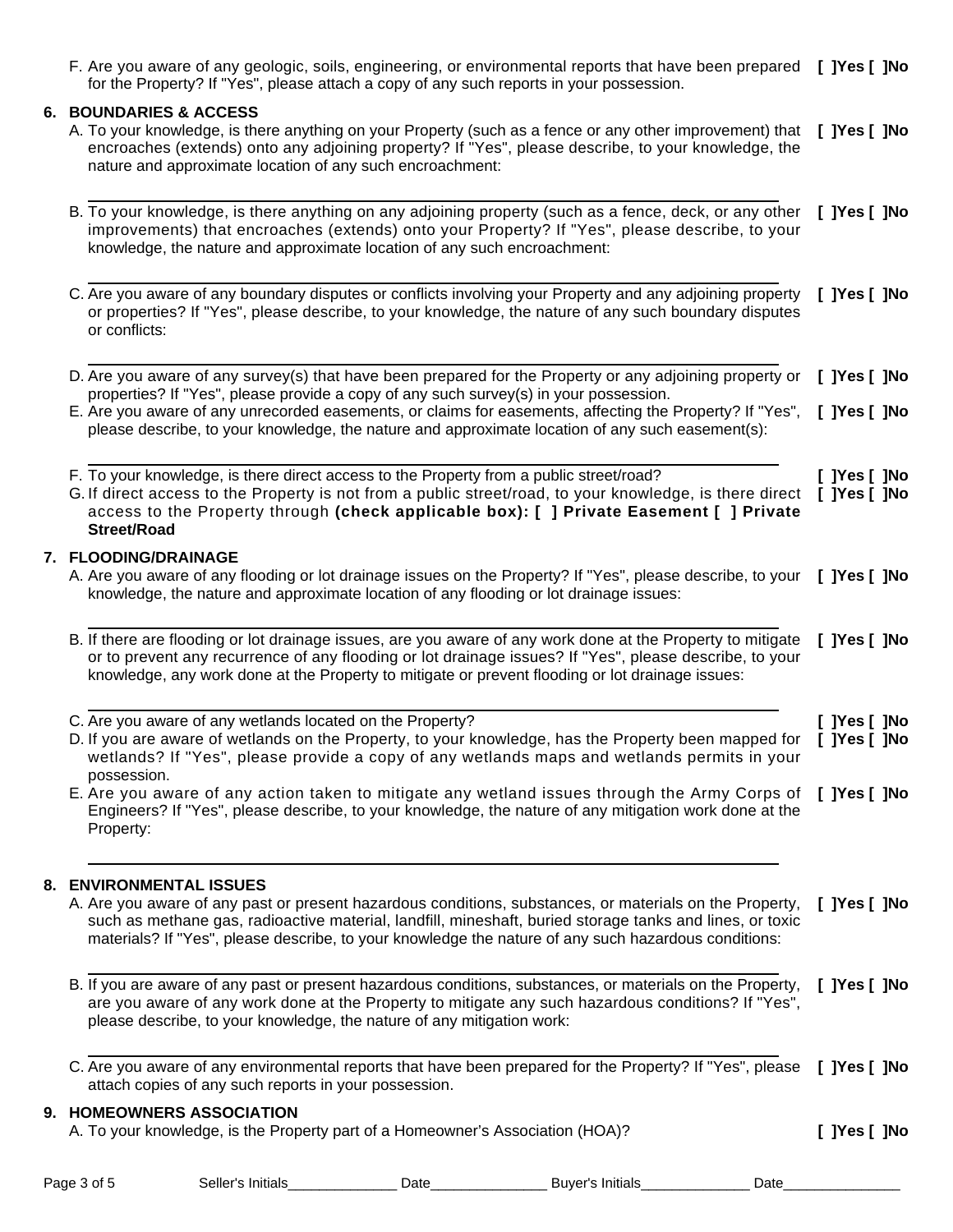F. Are you aware of any geologic, soils, engineering, or environmental reports that have been prepared for the Property? If "Yes", please attach a copy of any such reports in your possession. **[ ]Yes [ ]No**

**6. BOUNDARIES & ACCESS**

A. To your knowledge, is there anything on your Property (such as a fence or any other improvement) that encroaches (extends) onto any adjoining property? If "Yes", please describe, to your knowledge, the nature and approximate location of any such encroachment: **[ ]Yes [ ]No**

______________________________________________________________________________

B. To your knowledge, is there anything on any adjoining property (such as a fence, deck, or any other improvements) that encroaches (extends) onto your Property? If "Yes", please describe, to your knowledge, the nature and approximate location of any such encroachment: **[ ]Yes [ ]No**

______________________________________________________________________________

C. Are you aware of any boundary disputes or conflicts involving your Property and any adjoining property or properties? If "Yes", please describe, to your knowledge, the nature of any such boundary disputes or conflicts: **[ ]Yes [ ]No**

______________________________________________________________________________

D. Are you aware of any survey(s) that have been prepared for the Property or any adjoining property or properties? If "Yes", please provide a copy of any such survey(s) in your possession. **[ ]Yes [ ]No**

E. Are you aware of any unrecorded easements, or claims for easements, affecting the Property? If "Yes", please describe, to your knowledge, the nature and approximate location of any such easement(s): **[ ]Yes [ ]No**

______________________________________________________________________________

F. To your knowledge, is there direct access to the Property from a public street/road? **[ ]Yes [ ]No**

G. If direct access to the Property is not from a public street/road, to your knowledge, is there direct access to the Property through **(check applicable box): [ ] Private Easement [ ] Private Street/Road** **[ ]Yes [ ]No**

**7. FLOODING/DRAINAGE**

A. Are you aware of any flooding or lot drainage issues on the Property? If "Yes", please describe, to your knowledge, the nature and approximate location of any flooding or lot drainage issues: **[ ]Yes [ ]No**

______________________________________________________________________________

B. If there are flooding or lot drainage issues, are you aware of any work done at the Property to mitigate or to prevent any recurrence of any flooding or lot drainage issues? If "Yes", please describe, to your knowledge, any work done at the Property to mitigate or prevent flooding or lot drainage issues: **[ ]Yes [ ]No**

______________________________________________________________________________

C. Are you aware of any wetlands located on the Property? **[ ]Yes [ ]No**

D. If you are aware of wetlands on the Property, to your knowledge, has the Property been mapped for wetlands? If "Yes", please provide a copy of any wetlands maps and wetlands permits in your possession. **[ ]Yes [ ]No**

E. Are you aware of any action taken to mitigate any wetland issues through the Army Corps of Engineers? If "Yes", please describe, to your knowledge, the nature of any mitigation work done at the Property: **[ ]Yes [ ]No**

______________________________________________________________________________

**8. ENVIRONMENTAL ISSUES**

A. Are you aware of any past or present hazardous conditions, substances, or materials on the Property, such as methane gas, radioactive material, landfill, mineshaft, buried storage tanks and lines, or toxic materials? If "Yes", please describe, to your knowledge the nature of any such hazardous conditions: **[ ]Yes [ ]No**

______________________________________________________________________________

B. If you are aware of any past or present hazardous conditions, substances, or materials on the Property, are you aware of any work done at the Property to mitigate any such hazardous conditions? If "Yes", please describe, to your knowledge, the nature of any mitigation work: **[ ]Yes [ ]No**

______________________________________________________________________________

C. Are you aware of any environmental reports that have been prepared for the Property? If "Yes", please attach copies of any such reports in your possession. **[ ]Yes [ ]No**

**9. HOMEOWNERS ASSOCIATION**

A. To your knowledge, is the Property part of a Homeowner's Association (HOA)? **[ ]Yes [ ]No**

Seller's Initials______________ Date_______________ Buyer's Initials______________ Date_______________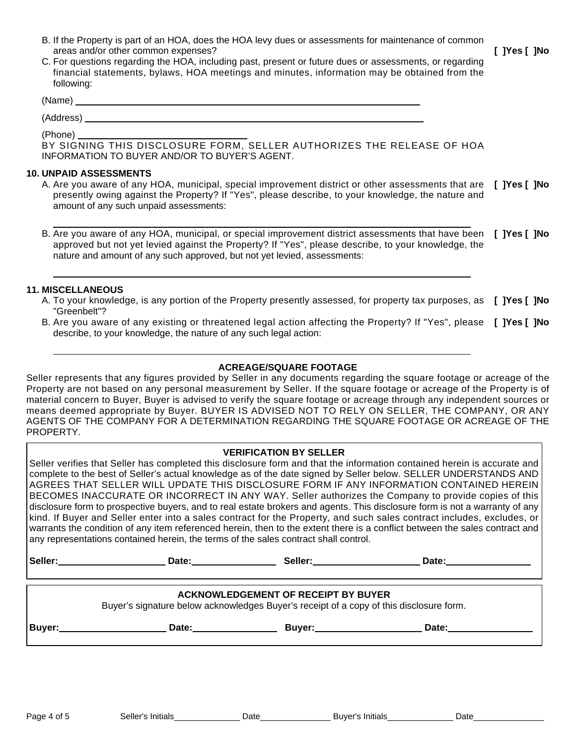B. If the Property is part of an HOA, does the HOA levy dues or assessments for maintenance of common areas and/or other common expenses? **[ ]Yes [ ]No**

C. For questions regarding the HOA, including past, present or future dues or assessments, or regarding financial statements, bylaws, HOA meetings and minutes, information may be obtained from the following:

(Name) ______________________________________________________________

(Address) ____________________________________________________________

(Phone) ____________________________

BY SIGNING THIS DISCLOSURE FORM, SELLER AUTHORIZES THE RELEASE OF HOA INFORMATION TO BUYER AND/OR TO BUYER'S AGENT.

**10. UNPAID ASSESSMENTS**

A. Are you aware of any HOA, municipal, special improvement district or other assessments that are presently owing against the Property? If "Yes", please describe, to your knowledge, the nature and amount of any such unpaid assessments: **[ ]Yes [ ]No**

______________________________________________________________________

B. Are you aware of any HOA, municipal, or special improvement district assessments that have been approved but not yet levied against the Property? If "Yes", please describe, to your knowledge, the nature and amount of any such approved, but not yet levied, assessments: **[ ]Yes [ ]No**

______________________________________________________________________

**11. MISCELLANEOUS**

A. To your knowledge, is any portion of the Property presently assessed, for property tax purposes, as "Greenbelt"? **[ ]Yes [ ]No**

B. Are you aware of any existing or threatened legal action affecting the Property? If "Yes", please describe, to your knowledge, the nature of any such legal action: **[ ]Yes [ ]No**

______________________________________________________________________

**ACREAGE/SQUARE FOOTAGE**

Seller represents that any figures provided by Seller in any documents regarding the square footage or acreage of the Property are not based on any personal measurement by Seller. If the square footage or acreage of the Property is of material concern to Buyer, Buyer is advised to verify the square footage or acreage through any independent sources or means deemed appropriate by Buyer. BUYER IS ADVISED NOT TO RELY ON SELLER, THE COMPANY, OR ANY AGENTS OF THE COMPANY FOR A DETERMINATION REGARDING THE SQUARE FOOTAGE OR ACREAGE OF THE PROPERTY.

**VERIFICATION BY SELLER**

Seller verifies that Seller has completed this disclosure form and that the information contained herein is accurate and complete to the best of Seller's actual knowledge as of the date signed by Seller below. SELLER UNDERSTANDS AND AGREES THAT SELLER WILL UPDATE THIS DISCLOSURE FORM IF ANY INFORMATION CONTAINED HEREIN BECOMES INACCURATE OR INCORRECT IN ANY WAY. Seller authorizes the Company to provide copies of this disclosure form to prospective buyers, and to real estate brokers and agents. This disclosure form is not a warranty of any kind. If Buyer and Seller enter into a sales contract for the Property, and such sales contract includes, excludes, or warrants the condition of any item referenced herein, then to the extent there is a conflict between the sales contract and any representations contained herein, the terms of the sales contract shall control.

**Seller:** ____________________ **Date:** ________________ **Seller:** ____________________ **Date:** ________________

**ACKNOWLEDGEMENT OF RECEIPT BY BUYER**

Buyer's signature below acknowledges Buyer's receipt of a copy of this disclosure form.

**Buyer:** ____________________ **Date:** ________________ **Buyer:** ____________________ **Date:** ________________

Seller's Initials______________ Date_______________ Buyer's Initials______________ Date_______________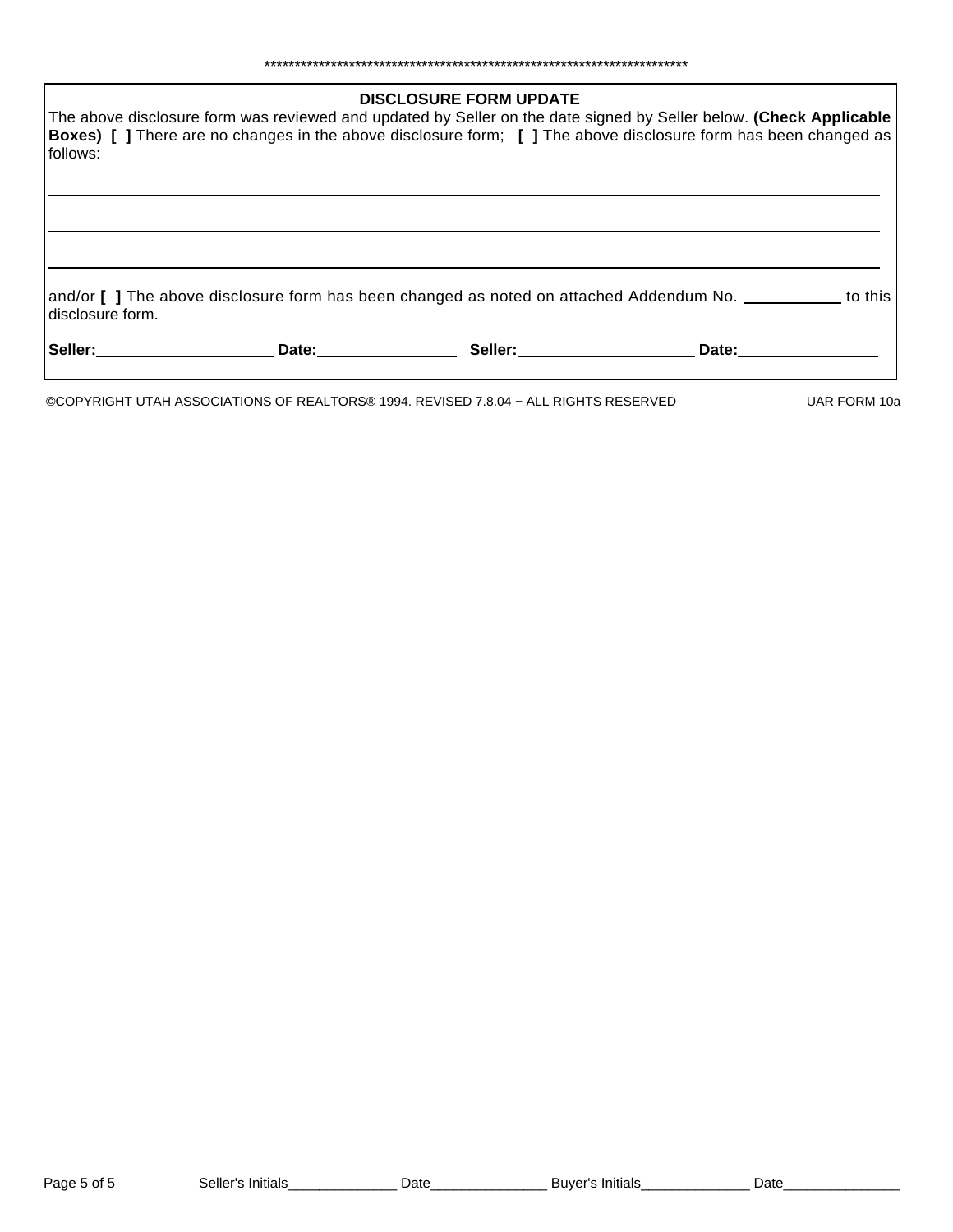**********************************************************************

## DISCLOSURE FORM UPDATE

The above disclosure form was reviewed and updated by Seller on the date signed by Seller below. **(Check Applicable Boxes) [ ]** There are no changes in the above disclosure form; **[ ]** The above disclosure form has been changed as follows:

______________________________________________________________________________

______________________________________________________________________________

______________________________________________________________________________

and/or **[ ]** The above disclosure form has been changed as noted on attached Addendum No. __________ to this disclosure form.

**Seller:**____________________ **Date:**________________ **Seller:**____________________ **Date:**________________

©COPYRIGHT UTAH ASSOCIATIONS OF REALTORS® 1994. REVISED 7.8.04 − ALL RIGHTS RESERVED UAR FORM 10a

Seller's Initials______________ Date_______________ Buyer's Initials______________ Date_______________